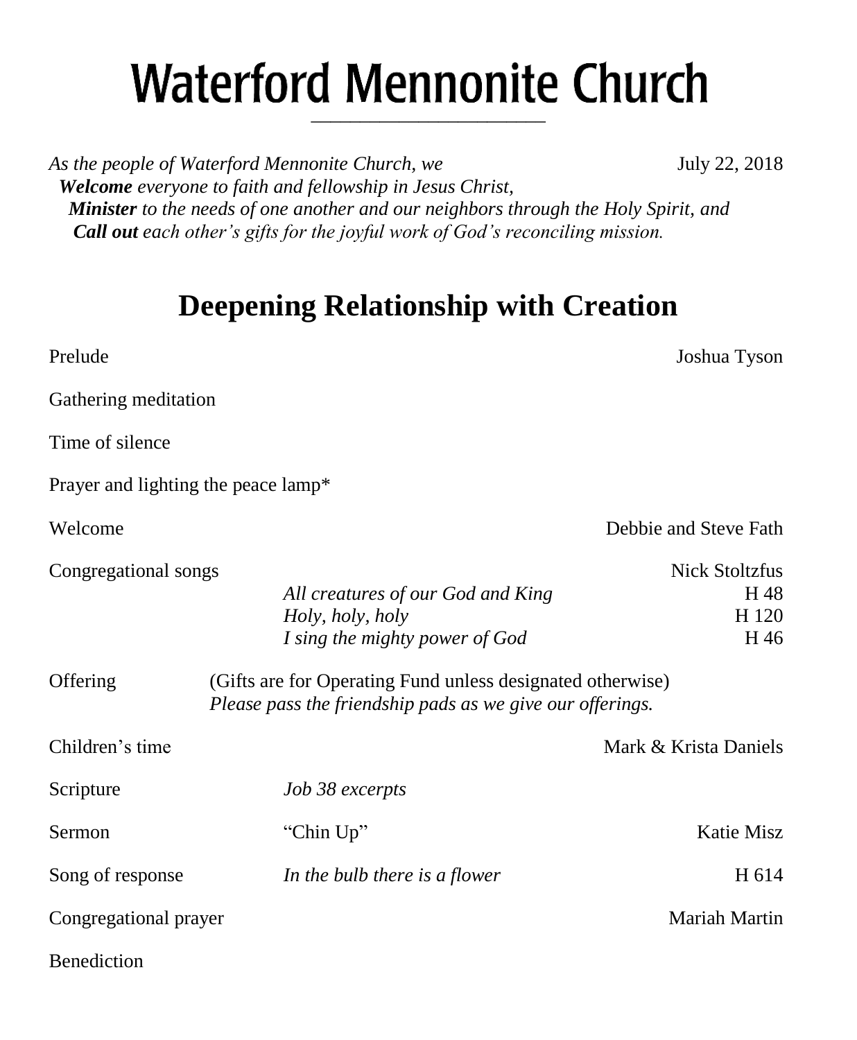# Waterford Mennonite Church

*As the people of Waterford Mennonite Church, we* July 22, 2018
***Welcome** everyone to faith and fellowship in Jesus Christ,*
***Minister** to the needs of one another and our neighbors through the Holy Spirit, and*
***Call out** each other's gifts for the joyful work of God's reconciling mission.*

## Deepening Relationship with Creation

Prelude — Joshua Tyson

Gathering meditation

Time of silence

Prayer and lighting the peace lamp*

Welcome — Debbie and Steve Fath

Congregational songs — Nick Stoltzfus
- *All creatures of our God and King* — H 48
- *Holy, holy, holy* — H 120
- *I sing the mighty power of God* — H 46

Offering — (Gifts are for Operating Fund unless designated otherwise)
*Please pass the friendship pads as we give our offerings.*

Children's time — Mark & Krista Daniels

Scripture — *Job 38 excerpts*

Sermon — "Chin Up" — Katie Misz

Song of response — *In the bulb there is a flower* — H 614

Congregational prayer — Mariah Martin

Benediction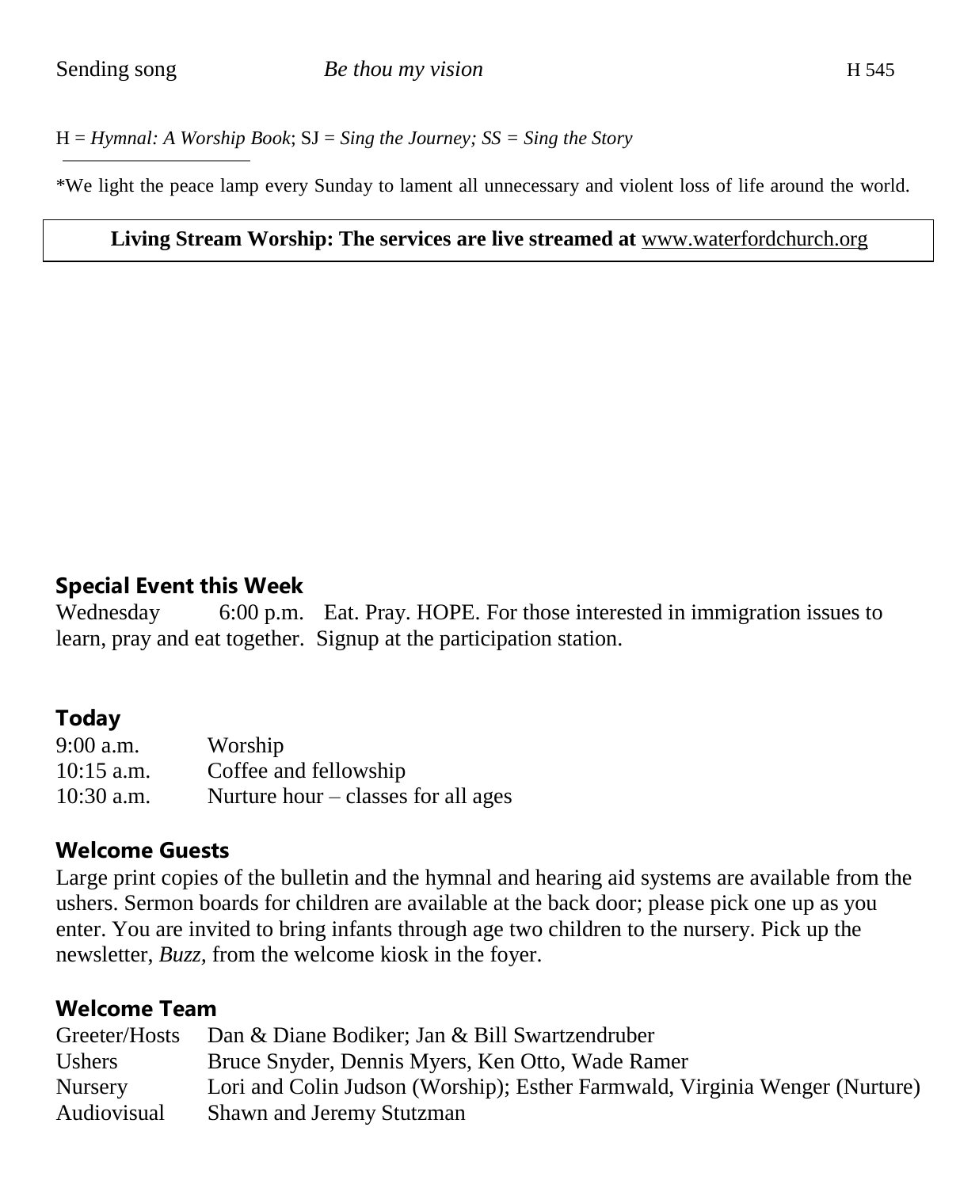| Sending song | *Be thou my vision* | H 545 |
|---|---|---|

H = *Hymnal: A Worship Book*; SJ = *Sing the Journey; SS = Sing the Story*

\*We light the peace lamp every Sunday to lament all unnecessary and violent loss of life around the world.

**Living Stream Worship: The services are live streamed at** www.waterfordchurch.org

## Special Event this Week

Wednesday 6:00 p.m. Eat. Pray. HOPE. For those interested in immigration issues to learn, pray and eat together. Signup at the participation station.

## Today

| | |
|---|---|
| 9:00 a.m. | Worship |
| 10:15 a.m. | Coffee and fellowship |
| 10:30 a.m. | Nurture hour – classes for all ages |

## Welcome Guests

Large print copies of the bulletin and the hymnal and hearing aid systems are available from the ushers. Sermon boards for children are available at the back door; please pick one up as you enter. You are invited to bring infants through age two children to the nursery. Pick up the newsletter, *Buzz,* from the welcome kiosk in the foyer.

## Welcome Team

| | |
|---|---|
| Greeter/Hosts | Dan & Diane Bodiker; Jan & Bill Swartzendruber |
| Ushers | Bruce Snyder, Dennis Myers, Ken Otto, Wade Ramer |
| Nursery | Lori and Colin Judson (Worship); Esther Farmwald, Virginia Wenger (Nurture) |
| Audiovisual | Shawn and Jeremy Stutzman |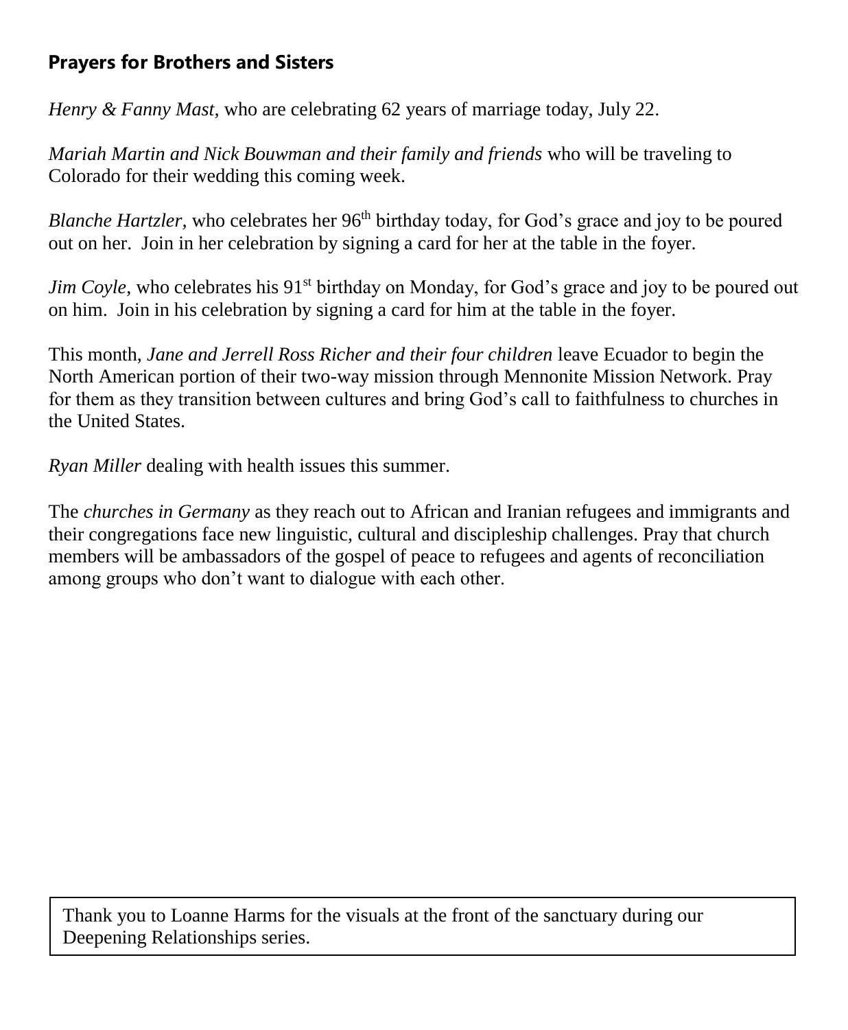## Prayers for Brothers and Sisters

*Henry & Fanny Mast,* who are celebrating 62 years of marriage today, July 22.

*Mariah Martin and Nick Bouwman and their family and friends* who will be traveling to Colorado for their wedding this coming week.

*Blanche Hartzler,* who celebrates her 96th birthday today, for God's grace and joy to be poured out on her. Join in her celebration by signing a card for her at the table in the foyer.

*Jim Coyle,* who celebrates his 91st birthday on Monday, for God's grace and joy to be poured out on him. Join in his celebration by signing a card for him at the table in the foyer.

This month, *Jane and Jerrell Ross Richer and their four children* leave Ecuador to begin the North American portion of their two-way mission through Mennonite Mission Network. Pray for them as they transition between cultures and bring God's call to faithfulness to churches in the United States.

*Ryan Miller* dealing with health issues this summer.

The *churches in Germany* as they reach out to African and Iranian refugees and immigrants and their congregations face new linguistic, cultural and discipleship challenges. Pray that church members will be ambassadors of the gospel of peace to refugees and agents of reconciliation among groups who don't want to dialogue with each other.

Thank you to Loanne Harms for the visuals at the front of the sanctuary during our Deepening Relationships series.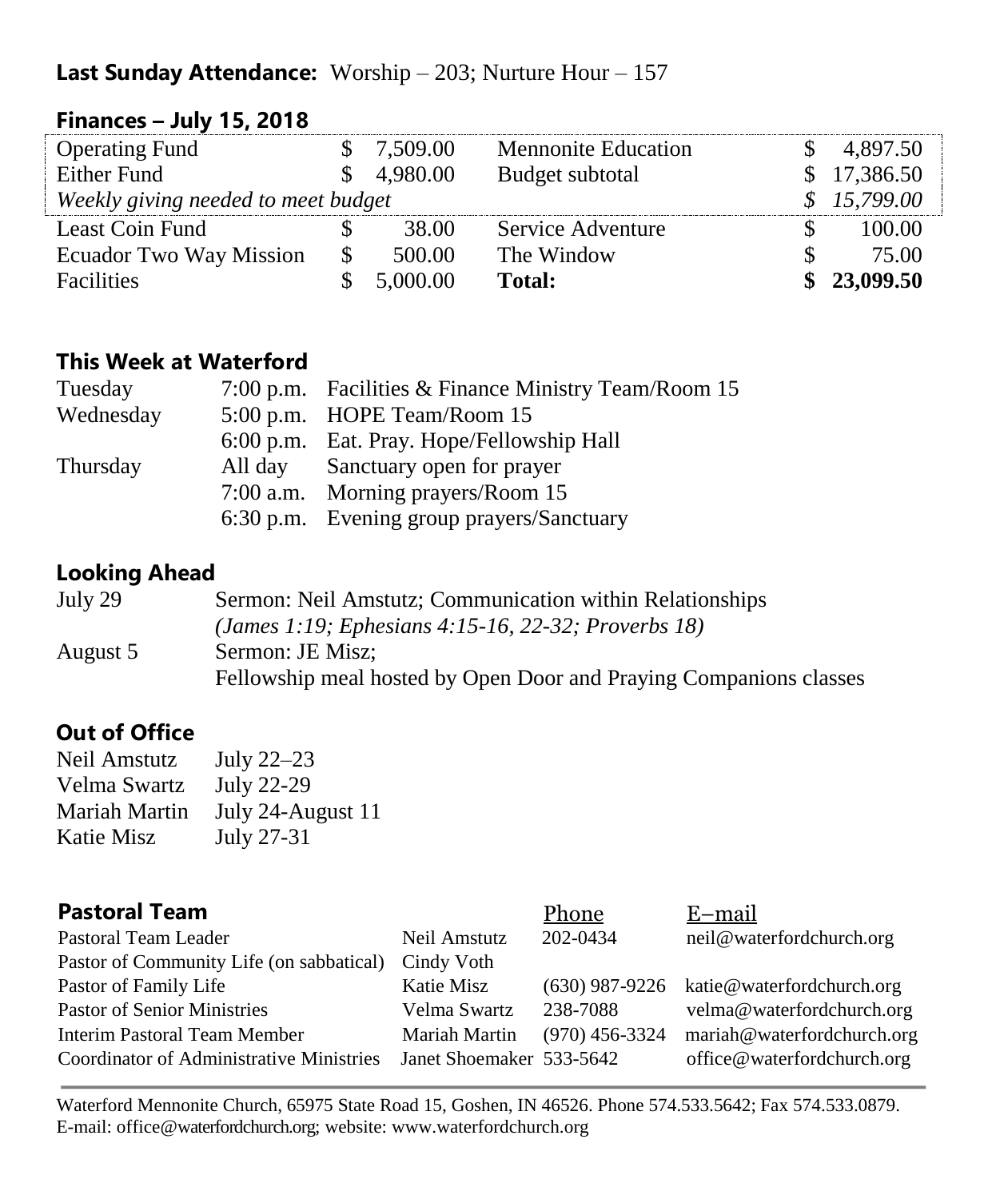**Last Sunday Attendance:** Worship – 203; Nurture Hour – 157

### Finances – July 15, 2018

| | | | |
|---|---|---|---|
| Operating Fund | $ 7,509.00 | Mennonite Education | $ 4,897.50 |
| Either Fund | $ 4,980.00 | Budget subtotal | $ 17,386.50 |
| *Weekly giving needed to meet budget* | | | *$ 15,799.00* |
| Least Coin Fund | $ 38.00 | Service Adventure | $ 100.00 |
| Ecuador Two Way Mission | $ 500.00 | The Window | $ 75.00 |
| Facilities | $ 5,000.00 | **Total:** | **$ 23,099.50** |

### This Week at Waterford

| | | |
|---|---|---|
| Tuesday | 7:00 p.m. | Facilities & Finance Ministry Team/Room 15 |
| Wednesday | 5:00 p.m. | HOPE Team/Room 15 |
| | 6:00 p.m. | Eat. Pray. Hope/Fellowship Hall |
| Thursday | All day | Sanctuary open for prayer |
| | 7:00 a.m. | Morning prayers/Room 15 |
| | 6:30 p.m. | Evening group prayers/Sanctuary |

### Looking Ahead

| | |
|---|---|
| July 29 | Sermon: Neil Amstutz; Communication within Relationships *(James 1:19; Ephesians 4:15-16, 22-32; Proverbs 18)* |
| August 5 | Sermon: JE Misz; Fellowship meal hosted by Open Door and Praying Companions classes |

### Out of Office

| | |
|---|---|
| Neil Amstutz | July 22–23 |
| Velma Swartz | July 22-29 |
| Mariah Martin | July 24-August 11 |
| Katie Misz | July 27-31 |

| **Pastoral Team** | | Phone | E–mail |
|---|---|---|---|
| Pastoral Team Leader | Neil Amstutz | 202-0434 | neil@waterfordchurch.org |
| Pastor of Community Life (on sabbatical) | Cindy Voth | | |
| Pastor of Family Life | Katie Misz | (630) 987-9226 | katie@waterfordchurch.org |
| Pastor of Senior Ministries | Velma Swartz | 238-7088 | velma@waterfordchurch.org |
| Interim Pastoral Team Member | Mariah Martin | (970) 456-3324 | mariah@waterfordchurch.org |
| Coordinator of Administrative Ministries | Janet Shoemaker | 533-5642 | office@waterfordchurch.org |

Waterford Mennonite Church, 65975 State Road 15, Goshen, IN 46526. Phone 574.533.5642; Fax 574.533.0879.
E-mail: office@waterfordchurch.org; website: www.waterfordchurch.org